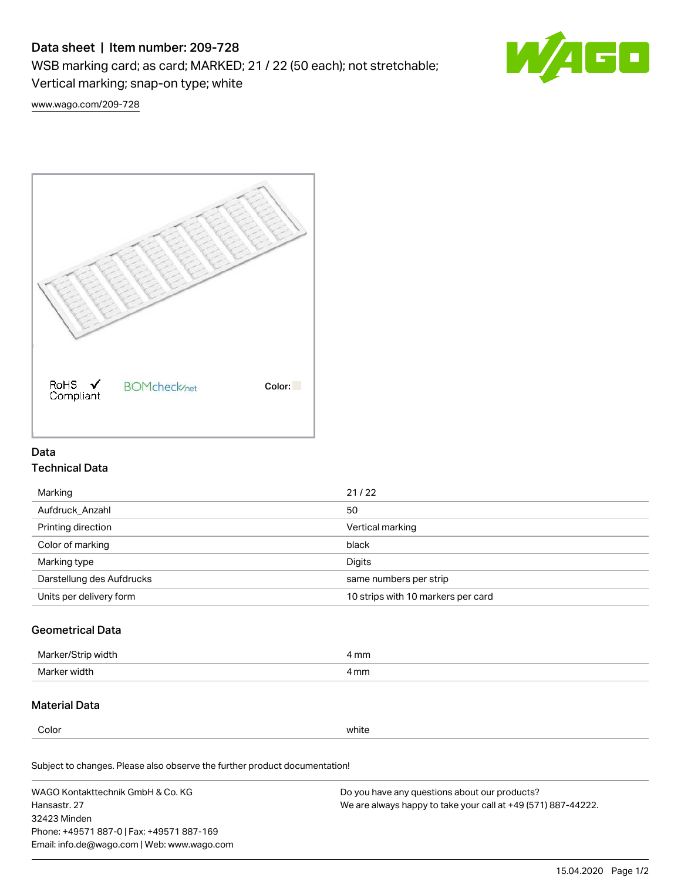# Data sheet | Item number: 209-728

WSB marking card; as card; MARKED; 21 / 22 (50 each); not stretchable; Vertical marking; snap-on type; white

www.wago.com/209-728

RoHS Compliant

BOMcheck.net

Color:

## Data

### Technical Data

| | |
|---|---|
| Marking | 21 / 22 |
| Aufdruck_Anzahl | 50 |
| Printing direction | Vertical marking |
| Color of marking | black |
| Marking type | Digits |
| Darstellung des Aufdrucks | same numbers per strip |
| Units per delivery form | 10 strips with 10 markers per card |

### Geometrical Data

| | |
|---|---|
| Marker/Strip width | 4 mm |
| Marker width | 4 mm |

### Material Data

| | |
|---|---|
| Color | white |

Subject to changes. Please also observe the further product documentation!

WAGO Kontakttechnik GmbH & Co. KG
Hansastr. 27
32423 Minden
Phone: +49571 887-0 | Fax: +49571 887-169
Email: info.de@wago.com | Web: www.wago.com

Do you have any questions about our products?
We are always happy to take your call at +49 (571) 887-44222.

15.04.2020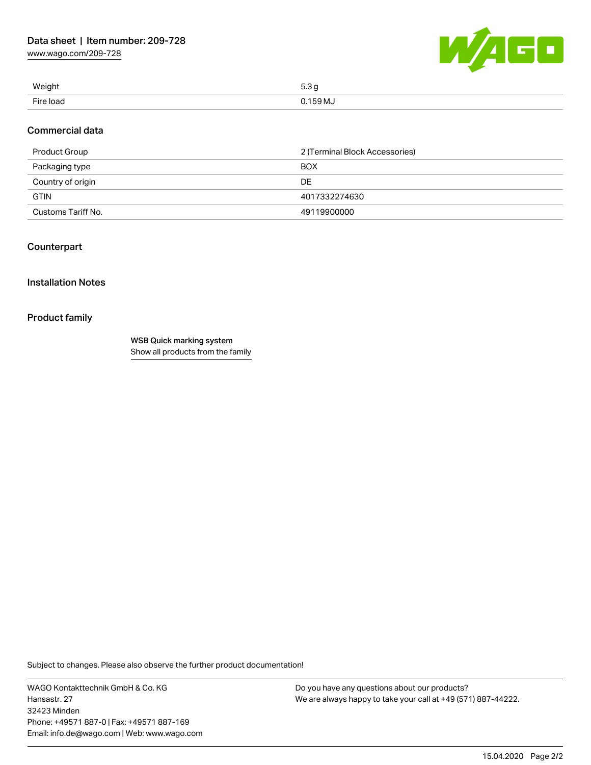| | |
|---|---|
| Weight | 5.3 g |
| Fire load | 0.159 MJ |

## Commercial data

| | |
|---|---|
| Product Group | 2 (Terminal Block Accessories) |
| Packaging type | BOX |
| Country of origin | DE |
| GTIN | 4017332274630 |
| Customs Tariff No. | 49119900000 |

## Counterpart

## Installation Notes

## Product family

WSB Quick marking system
Show all products from the family

Subject to changes. Please also observe the further product documentation!

WAGO Kontakttechnik GmbH & Co. KG
Hansastr. 27
32423 Minden
Phone: +49571 887-0 | Fax: +49571 887-169
Email: info.de@wago.com | Web: www.wago.com

Do you have any questions about our products?
We are always happy to take your call at +49 (571) 887-44222.